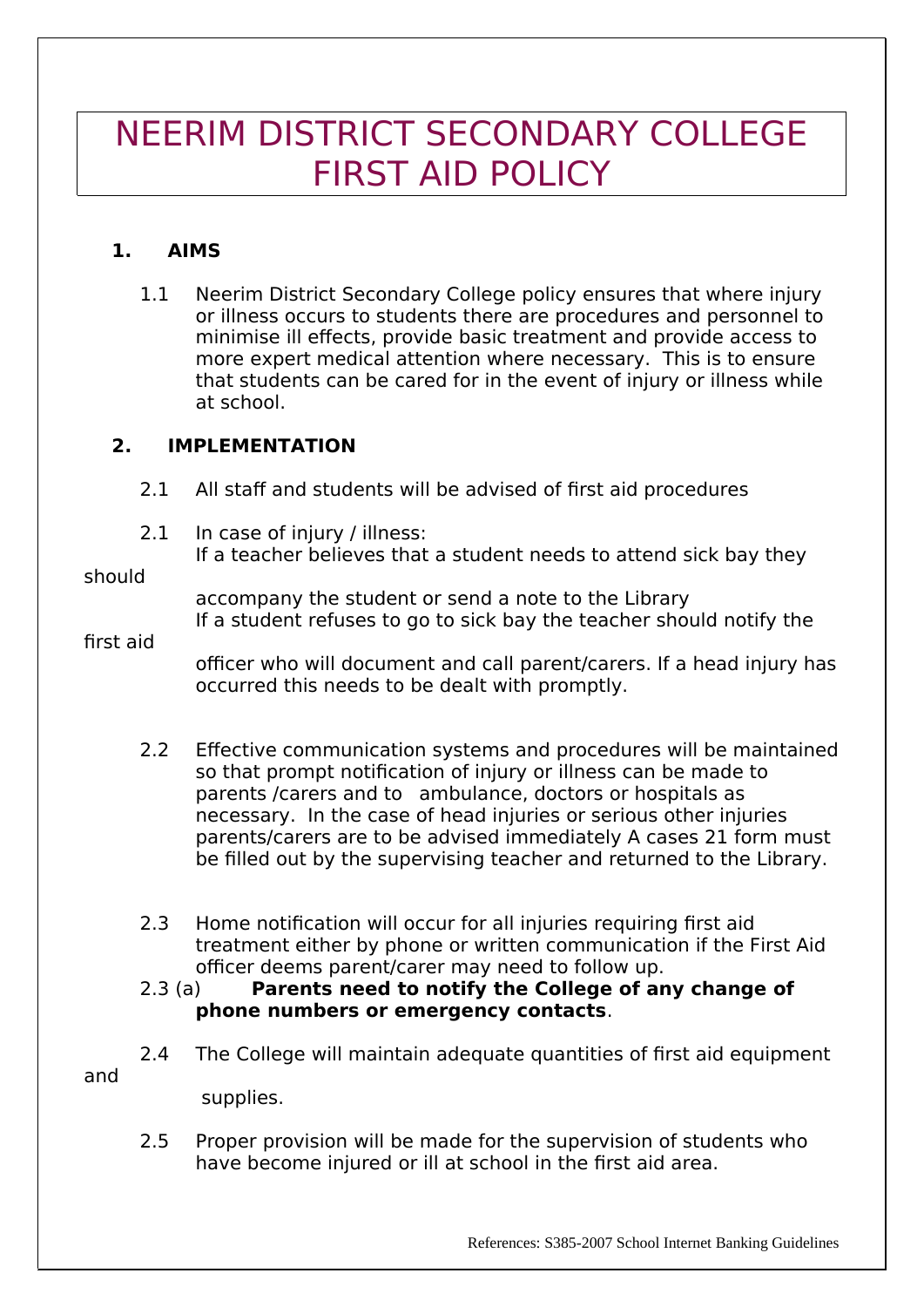# NEERIM DISTRICT SECONDARY COLLEGE FIRST AID POLICY

## 1. AIMS

1.1 Neerim District Secondary College policy ensures that where injury or illness occurs to students there are procedures and personnel to minimise ill effects, provide basic treatment and provide access to more expert medical attention where necessary. This is to ensure that students can be cared for in the event of injury or illness while at school.

## 2. IMPLEMENTATION

2.1 All staff and students will be advised of first aid procedures

2.1 In case of injury / illness:
If a teacher believes that a student needs to attend sick bay they should accompany the student or send a note to the Library
If a student refuses to go to sick bay the teacher should notify the first aid officer who will document and call parent/carers. If a head injury has occurred this needs to be dealt with promptly.

2.2 Effective communication systems and procedures will be maintained so that prompt notification of injury or illness can be made to parents /carers and to ambulance, doctors or hospitals as necessary. In the case of head injuries or serious other injuries parents/carers are to be advised immediately A cases 21 form must be filled out by the supervising teacher and returned to the Library.

2.3 Home notification will occur for all injuries requiring first aid treatment either by phone or written communication if the First Aid officer deems parent/carer may need to follow up.

2.3 (a) **Parents need to notify the College of any change of phone numbers or emergency contacts**.

2.4 The College will maintain adequate quantities of first aid equipment and supplies.

2.5 Proper provision will be made for the supervision of students who have become injured or ill at school in the first aid area.

References: S385-2007 School Internet Banking Guidelines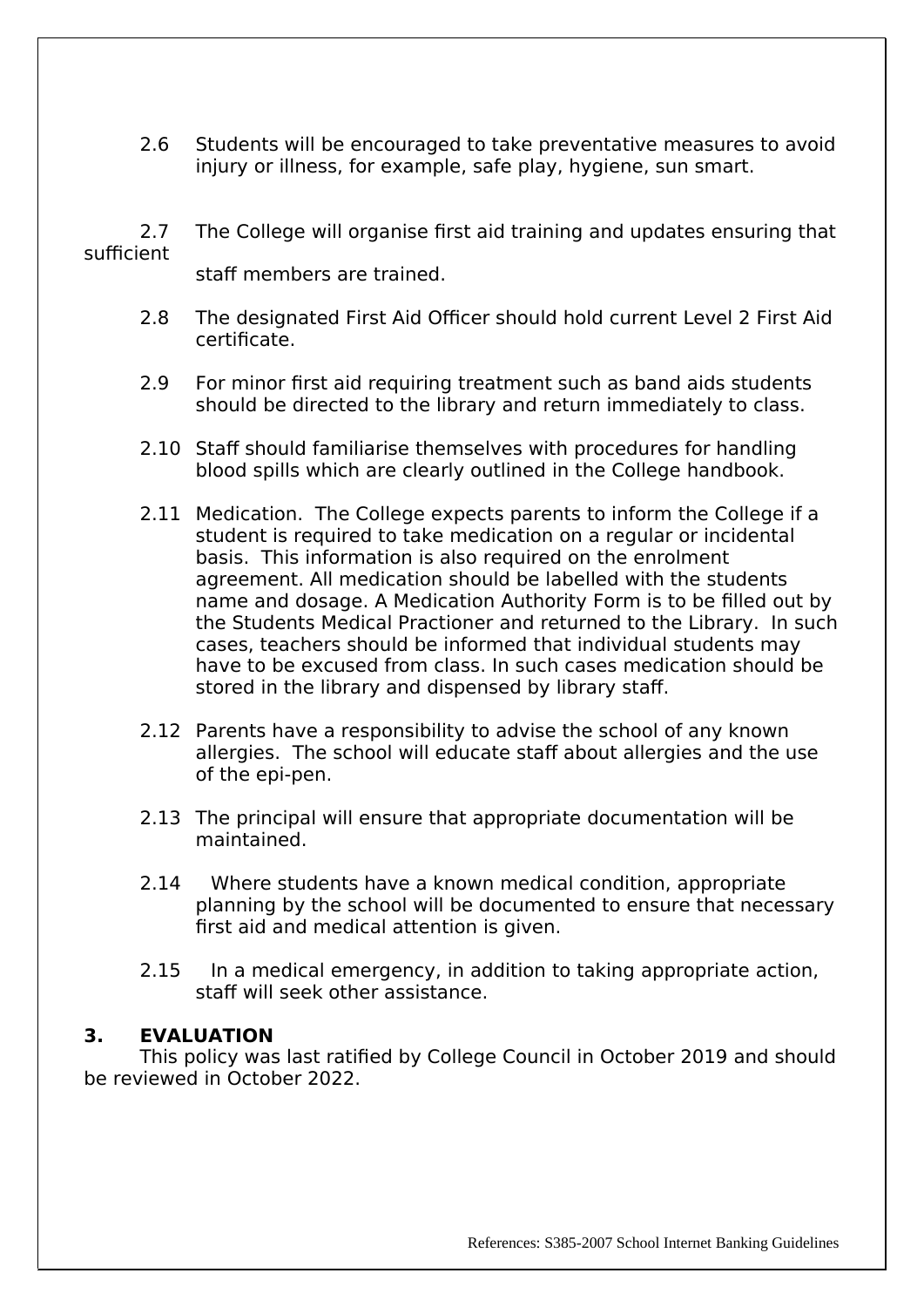2.6 Students will be encouraged to take preventative measures to avoid injury or illness, for example, safe play, hygiene, sun smart.

2.7 The College will organise first aid training and updates ensuring that sufficient staff members are trained.

2.8 The designated First Aid Officer should hold current Level 2 First Aid certificate.

2.9 For minor first aid requiring treatment such as band aids students should be directed to the library and return immediately to class.

2.10 Staff should familiarise themselves with procedures for handling blood spills which are clearly outlined in the College handbook.

2.11 Medication. The College expects parents to inform the College if a student is required to take medication on a regular or incidental basis. This information is also required on the enrolment agreement. All medication should be labelled with the students name and dosage. A Medication Authority Form is to be filled out by the Students Medical Practioner and returned to the Library. In such cases, teachers should be informed that individual students may have to be excused from class. In such cases medication should be stored in the library and dispensed by library staff.

2.12 Parents have a responsibility to advise the school of any known allergies. The school will educate staff about allergies and the use of the epi-pen.

2.13 The principal will ensure that appropriate documentation will be maintained.

2.14 Where students have a known medical condition, appropriate planning by the school will be documented to ensure that necessary first aid and medical attention is given.

2.15 In a medical emergency, in addition to taking appropriate action, staff will seek other assistance.

## 3. EVALUATION

This policy was last ratified by College Council in October 2019 and should be reviewed in October 2022.

References: S385-2007 School Internet Banking Guidelines